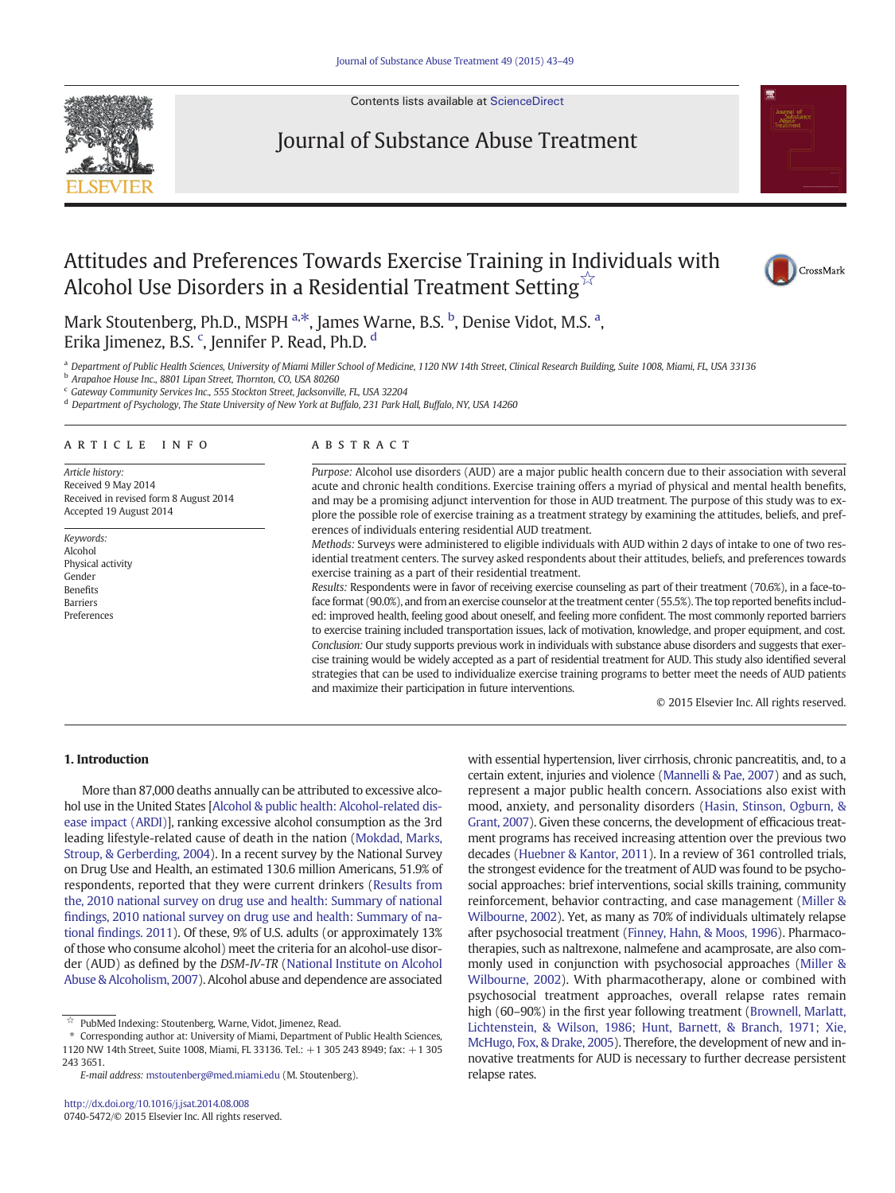# Attitudes and Preferences Towards Exercise Training in Individuals with Alcohol Use Disorders in a Residential Treatment Setting☆

Mark Stoutenberg, Ph.D., MSPH [a,*], James Warne, B.S. [b], Denise Vidot, M.S. [a], Erika Jimenez, B.S. [c], Jennifer P. Read, Ph.D. [d]

[a] Department of Public Health Sciences, University of Miami Miller School of Medicine, 1120 NW 14th Street, Clinical Research Building, Suite 1008, Miami, FL, USA 33136
[b] Arapahoe House Inc., 8801 Lipan Street, Thornton, CO, USA 80260
[c] Gateway Community Services Inc., 555 Stockton Street, Jacksonville, FL, USA 32204
[d] Department of Psychology, The State University of New York at Buffalo, 231 Park Hall, Buffalo, NY, USA 14260

## ARTICLE INFO

*Article history:*
Received 9 May 2014
Received in revised form 8 August 2014
Accepted 19 August 2014

*Keywords:*
Alcohol
Physical activity
Gender
Benefits
Barriers
Preferences

## ABSTRACT

*Purpose:* Alcohol use disorders (AUD) are a major public health concern due to their association with several acute and chronic health conditions. Exercise training offers a myriad of physical and mental health benefits, and may be a promising adjunct intervention for those in AUD treatment. The purpose of this study was to explore the possible role of exercise training as a treatment strategy by examining the attitudes, beliefs, and preferences of individuals entering residential AUD treatment.

*Methods:* Surveys were administered to eligible individuals with AUD within 2 days of intake to one of two residential treatment centers. The survey asked respondents about their attitudes, beliefs, and preferences towards exercise training as a part of their residential treatment.

*Results:* Respondents were in favor of receiving exercise counseling as part of their treatment (70.6%), in a face-to-face format (90.0%), and from an exercise counselor at the treatment center (55.5%). The top reported benefits included: improved health, feeling good about oneself, and feeling more confident. The most commonly reported barriers to exercise training included transportation issues, lack of motivation, knowledge, and proper equipment, and cost.

*Conclusion:* Our study supports previous work in individuals with substance abuse disorders and suggests that exercise training would be widely accepted as a part of residential treatment for AUD. This study also identified several strategies that can be used to individualize exercise training programs to better meet the needs of AUD patients and maximize their participation in future interventions.

© 2015 Elsevier Inc. All rights reserved.

## 1. Introduction

More than 87,000 deaths annually can be attributed to excessive alcohol use in the United States [Alcohol & public health: Alcohol-related disease impact (ARDI)], ranking excessive alcohol consumption as the 3rd leading lifestyle-related cause of death in the nation (Mokdad, Marks, Stroup, & Gerberding, 2004). In a recent survey by the National Survey on Drug Use and Health, an estimated 130.6 million Americans, 51.9% of respondents, reported that they were current drinkers (Results from the, 2010 national survey on drug use and health: Summary of national findings, 2010 national survey on drug use and health: Summary of national findings. 2011). Of these, 9% of U.S. adults (or approximately 13% of those who consume alcohol) meet the criteria for an alcohol-use disorder (AUD) as defined by the *DSM-IV-TR* (National Institute on Alcohol Abuse & Alcoholism, 2007). Alcohol abuse and dependence are associated with essential hypertension, liver cirrhosis, chronic pancreatitis, and, to a certain extent, injuries and violence (Mannelli & Pae, 2007) and as such, represent a major public health concern. Associations also exist with mood, anxiety, and personality disorders (Hasin, Stinson, Ogburn, & Grant, 2007). Given these concerns, the development of efficacious treatment programs has received increasing attention over the previous two decades (Huebner & Kantor, 2011). In a review of 361 controlled trials, the strongest evidence for the treatment of AUD was found to be psychosocial approaches: brief interventions, social skills training, community reinforcement, behavior contracting, and case management (Miller & Wilbourne, 2002). Yet, as many as 70% of individuals ultimately relapse after psychosocial treatment (Finney, Hahn, & Moos, 1996). Pharmacotherapies, such as naltrexone, nalmefene and acamprosate, are also commonly used in conjunction with psychosocial approaches (Miller & Wilbourne, 2002). With pharmacotherapy, alone or combined with psychosocial treatment approaches, overall relapse rates remain high (60–90%) in the first year following treatment (Brownell, Marlatt, Lichtenstein, & Wilson, 1986; Hunt, Barnett, & Branch, 1971; Xie, McHugo, Fox, & Drake, 2005). Therefore, the development of new and innovative treatments for AUD is necessary to further decrease persistent relapse rates.

☆ PubMed Indexing: Stoutenberg, Warne, Vidot, Jimenez, Read.

\* Corresponding author at: University of Miami, Department of Public Health Sciences, 1120 NW 14th Street, Suite 1008, Miami, FL 33136. Tel.: +1 305 243 8949; fax: +1 305 243 3651.

*E-mail address:* mstoutenberg@med.miami.edu (M. Stoutenberg).

http://dx.doi.org/10.1016/j.jsat.2014.08.008
0740-5472/© 2015 Elsevier Inc. All rights reserved.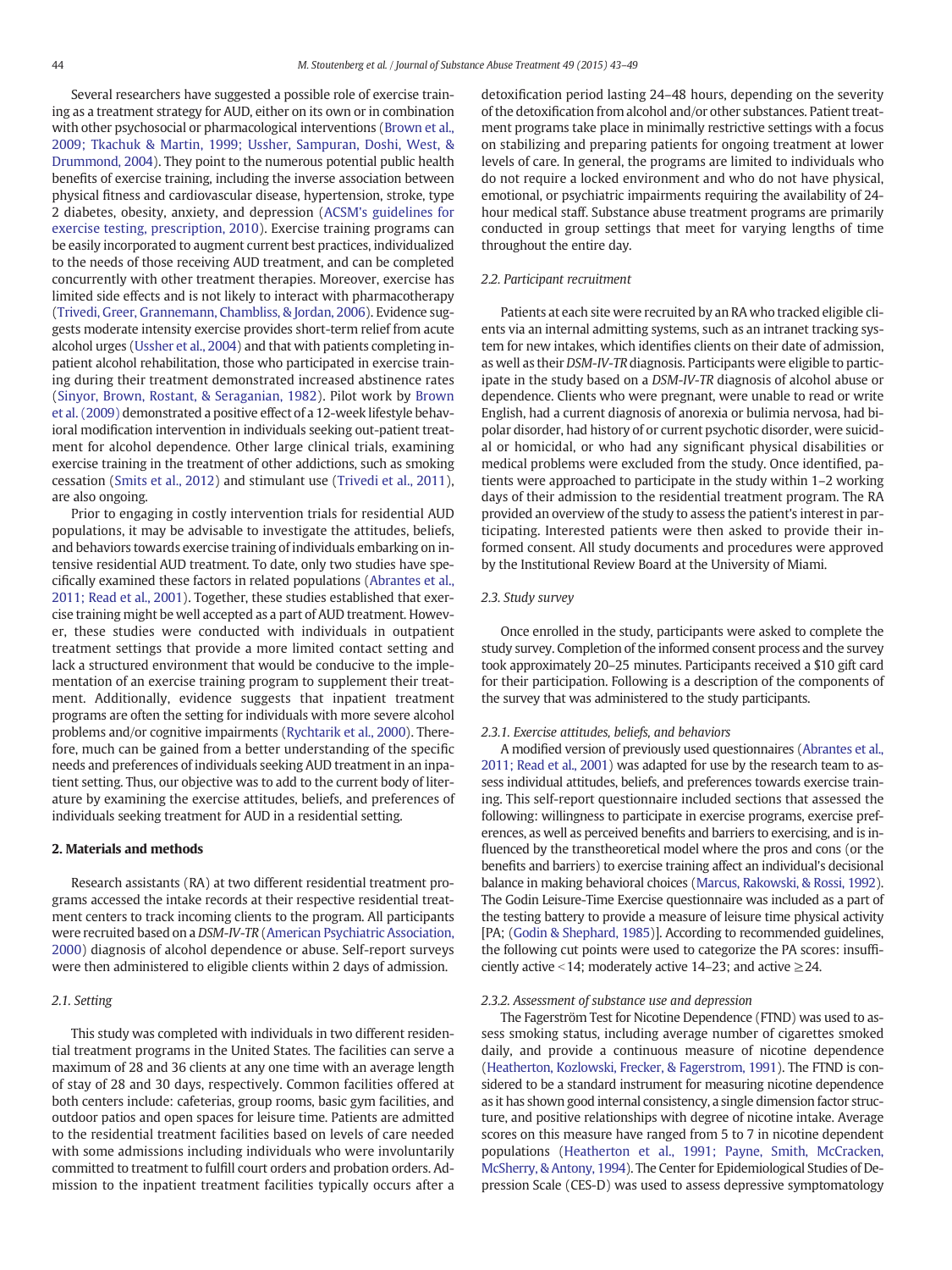Several researchers have suggested a possible role of exercise training as a treatment strategy for AUD, either on its own or in combination with other psychosocial or pharmacological interventions (Brown et al., 2009; Tkachuk & Martin, 1999; Ussher, Sampuran, Doshi, West, & Drummond, 2004). They point to the numerous potential public health benefits of exercise training, including the inverse association between physical fitness and cardiovascular disease, hypertension, stroke, type 2 diabetes, obesity, anxiety, and depression (ACSM's guidelines for exercise testing, prescription, 2010). Exercise training programs can be easily incorporated to augment current best practices, individualized to the needs of those receiving AUD treatment, and can be completed concurrently with other treatment therapies. Moreover, exercise has limited side effects and is not likely to interact with pharmacotherapy (Trivedi, Greer, Grannemann, Chambliss, & Jordan, 2006). Evidence suggests moderate intensity exercise provides short-term relief from acute alcohol urges (Ussher et al., 2004) and that with patients completing inpatient alcohol rehabilitation, those who participated in exercise training during their treatment demonstrated increased abstinence rates (Sinyor, Brown, Rostant, & Seraganian, 1982). Pilot work by Brown et al. (2009) demonstrated a positive effect of a 12-week lifestyle behavioral modification intervention in individuals seeking out-patient treatment for alcohol dependence. Other large clinical trials, examining exercise training in the treatment of other addictions, such as smoking cessation (Smits et al., 2012) and stimulant use (Trivedi et al., 2011), are also ongoing.

Prior to engaging in costly intervention trials for residential AUD populations, it may be advisable to investigate the attitudes, beliefs, and behaviors towards exercise training of individuals embarking on intensive residential AUD treatment. To date, only two studies have specifically examined these factors in related populations (Abrantes et al., 2011; Read et al., 2001). Together, these studies established that exercise training might be well accepted as a part of AUD treatment. However, these studies were conducted with individuals in outpatient treatment settings that provide a more limited contact setting and lack a structured environment that would be conducive to the implementation of an exercise training program to supplement their treatment. Additionally, evidence suggests that inpatient treatment programs are often the setting for individuals with more severe alcohol problems and/or cognitive impairments (Rychtarik et al., 2000). Therefore, much can be gained from a better understanding of the specific needs and preferences of individuals seeking AUD treatment in an inpatient setting. Thus, our objective was to add to the current body of literature by examining the exercise attitudes, beliefs, and preferences of individuals seeking treatment for AUD in a residential setting.

## 2. Materials and methods

Research assistants (RA) at two different residential treatment programs accessed the intake records at their respective residential treatment centers to track incoming clients to the program. All participants were recruited based on a *DSM-IV-TR* (American Psychiatric Association, 2000) diagnosis of alcohol dependence or abuse. Self-report surveys were then administered to eligible clients within 2 days of admission.

### *2.1. Setting*

This study was completed with individuals in two different residential treatment programs in the United States. The facilities can serve a maximum of 28 and 36 clients at any one time with an average length of stay of 28 and 30 days, respectively. Common facilities offered at both centers include: cafeterias, group rooms, basic gym facilities, and outdoor patios and open spaces for leisure time. Patients are admitted to the residential treatment facilities based on levels of care needed with some admissions including individuals who were involuntarily committed to treatment to fulfill court orders and probation orders. Admission to the inpatient treatment facilities typically occurs after a detoxification period lasting 24–48 hours, depending on the severity of the detoxification from alcohol and/or other substances. Patient treatment programs take place in minimally restrictive settings with a focus on stabilizing and preparing patients for ongoing treatment at lower levels of care. In general, the programs are limited to individuals who do not require a locked environment and who do not have physical, emotional, or psychiatric impairments requiring the availability of 24-hour medical staff. Substance abuse treatment programs are primarily conducted in group settings that meet for varying lengths of time throughout the entire day.

### *2.2. Participant recruitment*

Patients at each site were recruited by an RA who tracked eligible clients via an internal admitting systems, such as an intranet tracking system for new intakes, which identifies clients on their date of admission, as well as their *DSM-IV-TR* diagnosis. Participants were eligible to participate in the study based on a *DSM-IV-TR* diagnosis of alcohol abuse or dependence. Clients who were pregnant, were unable to read or write English, had a current diagnosis of anorexia or bulimia nervosa, had bipolar disorder, had history of or current psychotic disorder, were suicidal or homicidal, or who had any significant physical disabilities or medical problems were excluded from the study. Once identified, patients were approached to participate in the study within 1–2 working days of their admission to the residential treatment program. The RA provided an overview of the study to assess the patient's interest in participating. Interested patients were then asked to provide their informed consent. All study documents and procedures were approved by the Institutional Review Board at the University of Miami.

### *2.3. Study survey*

Once enrolled in the study, participants were asked to complete the study survey. Completion of the informed consent process and the survey took approximately 20–25 minutes. Participants received a $10 gift card for their participation. Following is a description of the components of the survey that was administered to the study participants.

#### *2.3.1. Exercise attitudes, beliefs, and behaviors*

A modified version of previously used questionnaires (Abrantes et al., 2011; Read et al., 2001) was adapted for use by the research team to assess individual attitudes, beliefs, and preferences towards exercise training. This self-report questionnaire included sections that assessed the following: willingness to participate in exercise programs, exercise preferences, as well as perceived benefits and barriers to exercising, and is influenced by the transtheoretical model where the pros and cons (or the benefits and barriers) to exercise training affect an individual's decisional balance in making behavioral choices (Marcus, Rakowski, & Rossi, 1992). The Godin Leisure-Time Exercise questionnaire was included as a part of the testing battery to provide a measure of leisure time physical activity [PA; (Godin & Shephard, 1985)]. According to recommended guidelines, the following cut points were used to categorize the PA scores: insufficiently active <14; moderately active 14–23; and active ≥24.

#### *2.3.2. Assessment of substance use and depression*

The Fagerström Test for Nicotine Dependence (FTND) was used to assess smoking status, including average number of cigarettes smoked daily, and provide a continuous measure of nicotine dependence (Heatherton, Kozlowski, Frecker, & Fagerstrom, 1991). The FTND is considered to be a standard instrument for measuring nicotine dependence as it has shown good internal consistency, a single dimension factor structure, and positive relationships with degree of nicotine intake. Average scores on this measure have ranged from 5 to 7 in nicotine dependent populations (Heatherton et al., 1991; Payne, Smith, McCracken, McSherry, & Antony, 1994). The Center for Epidemiological Studies of Depression Scale (CES-D) was used to assess depressive symptomatology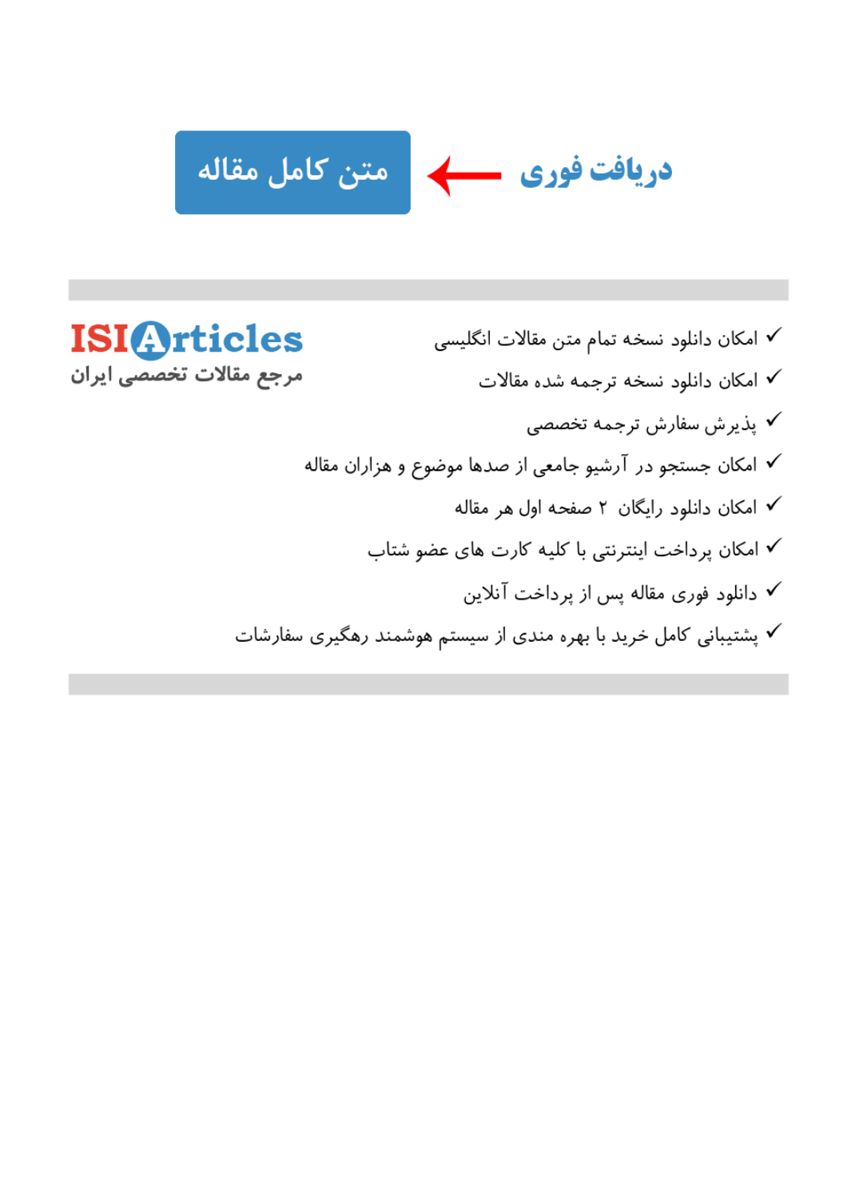دریافت فوری ← متن کامل مقاله

**ISIArticles**
مرجع مقالات تخصصی ایران

- ✓ امکان دانلود نسخه تمام متن مقالات انگلیسی
- ✓ امکان دانلود نسخه ترجمه شده مقالات
- ✓ پذیرش سفارش ترجمه تخصصی
- ✓ امکان جستجو در آرشیو جامعی از صدها موضوع و هزاران مقاله
- ✓ امکان دانلود رایگان ۲ صفحه اول هر مقاله
- ✓ امکان پرداخت اینترنتی با کلیه کارت های عضو شتاب
- ✓ دانلود فوری مقاله پس از پرداخت آنلاین
- ✓ پشتیبانی کامل خرید با بهره مندی از سیستم هوشمند رهگیری سفارشات